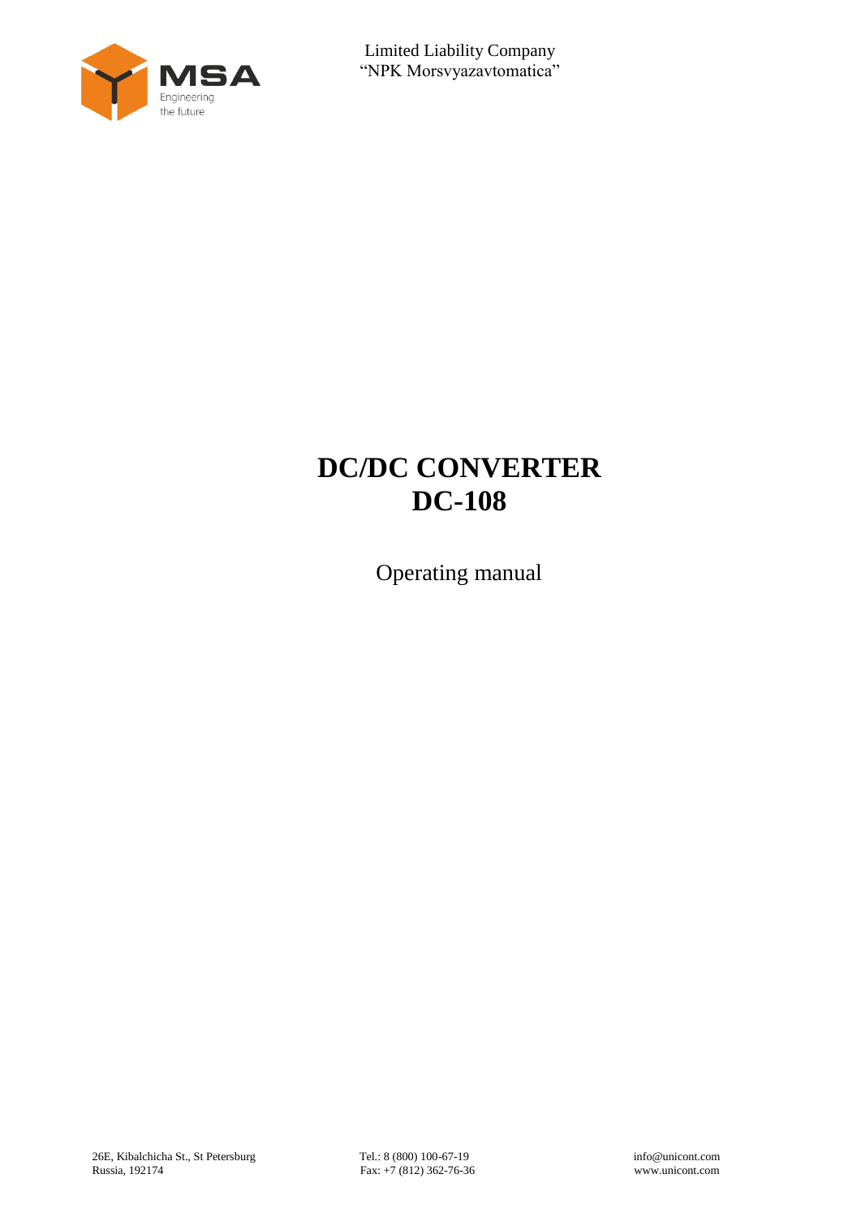Limited Liability Company
“NPK Morsvyazavtomatica”

# DC/DC CONVERTER
# DC-108

Operating manual

26E, Kibalchicha St., St Petersburg
Russia, 192174

Tel.: 8 (800) 100-67-19
Fax: +7 (812) 362-76-36

info@unicont.com
www.unicont.com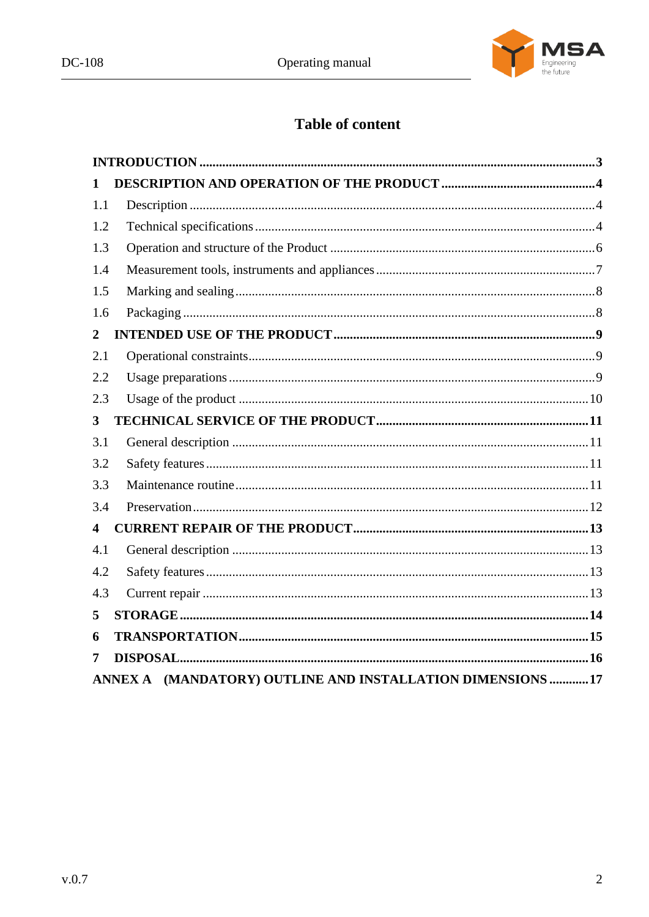# Table of content

| | | |
|---|---|---|
| **INTRODUCTION** | | **3** |
| **1** | **DESCRIPTION AND OPERATION OF THE PRODUCT** | **4** |
| 1.1 | Description | 4 |
| 1.2 | Technical specifications | 4 |
| 1.3 | Operation and structure of the Product | 6 |
| 1.4 | Measurement tools, instruments and appliances | 7 |
| 1.5 | Marking and sealing | 8 |
| 1.6 | Packaging | 8 |
| **2** | **INTENDED USE OF THE PRODUCT** | **9** |
| 2.1 | Operational constraints | 9 |
| 2.2 | Usage preparations | 9 |
| 2.3 | Usage of the product | 10 |
| **3** | **TECHNICAL SERVICE OF THE PRODUCT** | **11** |
| 3.1 | General description | 11 |
| 3.2 | Safety features | 11 |
| 3.3 | Maintenance routine | 11 |
| 3.4 | Preservation | 12 |
| **4** | **CURRENT REPAIR OF THE PRODUCT** | **13** |
| 4.1 | General description | 13 |
| 4.2 | Safety features | 13 |
| 4.3 | Current repair | 13 |
| **5** | **STORAGE** | **14** |
| **6** | **TRANSPORTATION** | **15** |
| **7** | **DISPOSAL** | **16** |
| **ANNEX A** | **(MANDATORY) OUTLINE AND INSTALLATION DIMENSIONS** | **17** |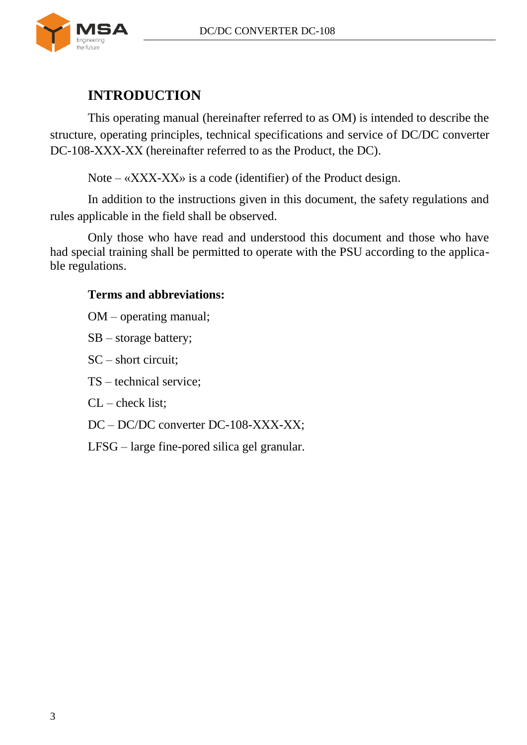# INTRODUCTION

This operating manual (hereinafter referred to as OM) is intended to describe the structure, operating principles, technical specifications and service of DC/DC converter DC-108-XXX-XX (hereinafter referred to as the Product, the DC).

Note – «XXX-XX» is a code (identifier) of the Product design.

In addition to the instructions given in this document, the safety regulations and rules applicable in the field shall be observed.

Only those who have read and understood this document and those who have had special training shall be permitted to operate with the PSU according to the applicable regulations.

**Terms and abbreviations:**

OM – operating manual;

SB – storage battery;

SC – short circuit;

TS – technical service;

CL – check list;

DC – DC/DC converter DC-108-XXX-XX;

LFSG – large fine-pored silica gel granular.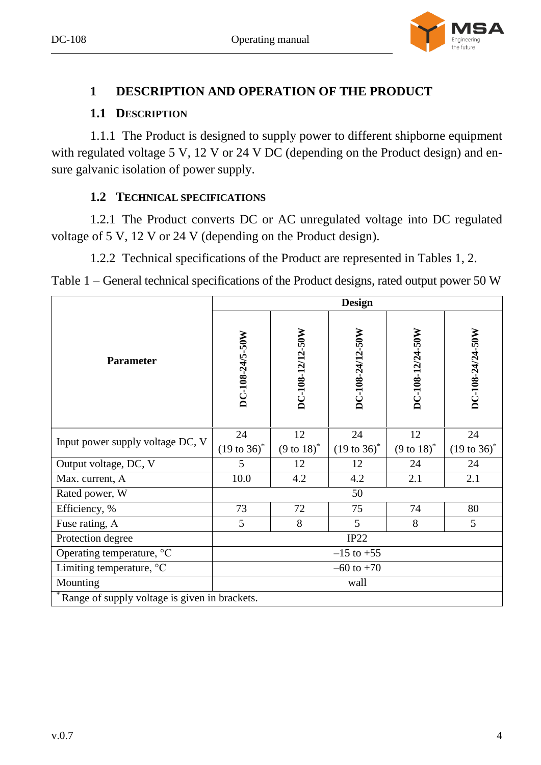# 1 DESCRIPTION AND OPERATION OF THE PRODUCT

## 1.1 DESCRIPTION

1.1.1 The Product is designed to supply power to different shipborne equipment with regulated voltage 5 V, 12 V or 24 V DC (depending on the Product design) and ensure galvanic isolation of power supply.

## 1.2 TECHNICAL SPECIFICATIONS

1.2.1 The Product converts DC or AC unregulated voltage into DC regulated voltage of 5 V, 12 V or 24 V (depending on the Product design).

1.2.2 Technical specifications of the Product are represented in Tables 1, 2.

Table 1 – General technical specifications of the Product designs, rated output power 50 W

| Parameter | Design | | | | |
|---|---|---|---|---|---|
| | **DC-108-24/5-50W** | **DC-108-12/12-50W** | **DC-108-24/12-50W** | **DC-108-12/24-50W** | **DC-108-24/24-50W** |
| Input power supply voltage DC, V | 24 (19 to 36)* | 12 (9 to 18)* | 24 (19 to 36)* | 12 (9 to 18)* | 24 (19 to 36)* |
| Output voltage, DC, V | 5 | 12 | 12 | 24 | 24 |
| Max. current, A | 10.0 | 4.2 | 4.2 | 2.1 | 2.1 |
| Rated power, W | 50 | | | | |
| Efficiency, % | 73 | 72 | 75 | 74 | 80 |
| Fuse rating, A | 5 | 8 | 5 | 8 | 5 |
| Protection degree | IP22 | | | | |
| Operating temperature, °C | –15 to +55 | | | | |
| Limiting temperature, °C | –60 to +70 | | | | |
| Mounting | wall | | | | |
| * Range of supply voltage is given in brackets. | | | | | |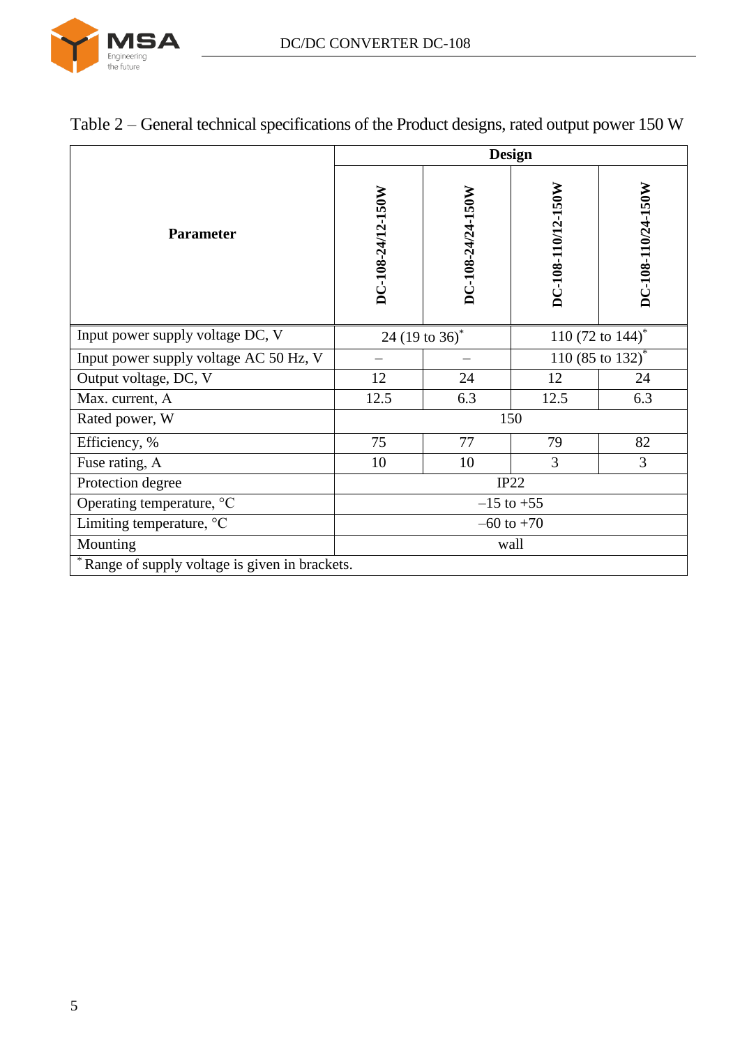Table 2 – General technical specifications of the Product designs, rated output power 150 W

| Parameter | Design | | | |
|---|---|---|---|---|
| | DC-108-24/12-150W | DC-108-24/24-150W | DC-108-110/12-150W | DC-108-110/24-150W |
| Input power supply voltage DC, V | 24 (19 to 36)* | | 110 (72 to 144)* | |
| Input power supply voltage AC 50 Hz, V | – | – | 110 (85 to 132)* | |
| Output voltage, DC, V | 12 | 24 | 12 | 24 |
| Max. current, A | 12.5 | 6.3 | 12.5 | 6.3 |
| Rated power, W | 150 | | | |
| Efficiency, % | 75 | 77 | 79 | 82 |
| Fuse rating, A | 10 | 10 | 3 | 3 |
| Protection degree | IP22 | | | |
| Operating temperature, °C | –15 to +55 | | | |
| Limiting temperature, °C | –60 to +70 | | | |
| Mounting | wall | | | |

* Range of supply voltage is given in brackets.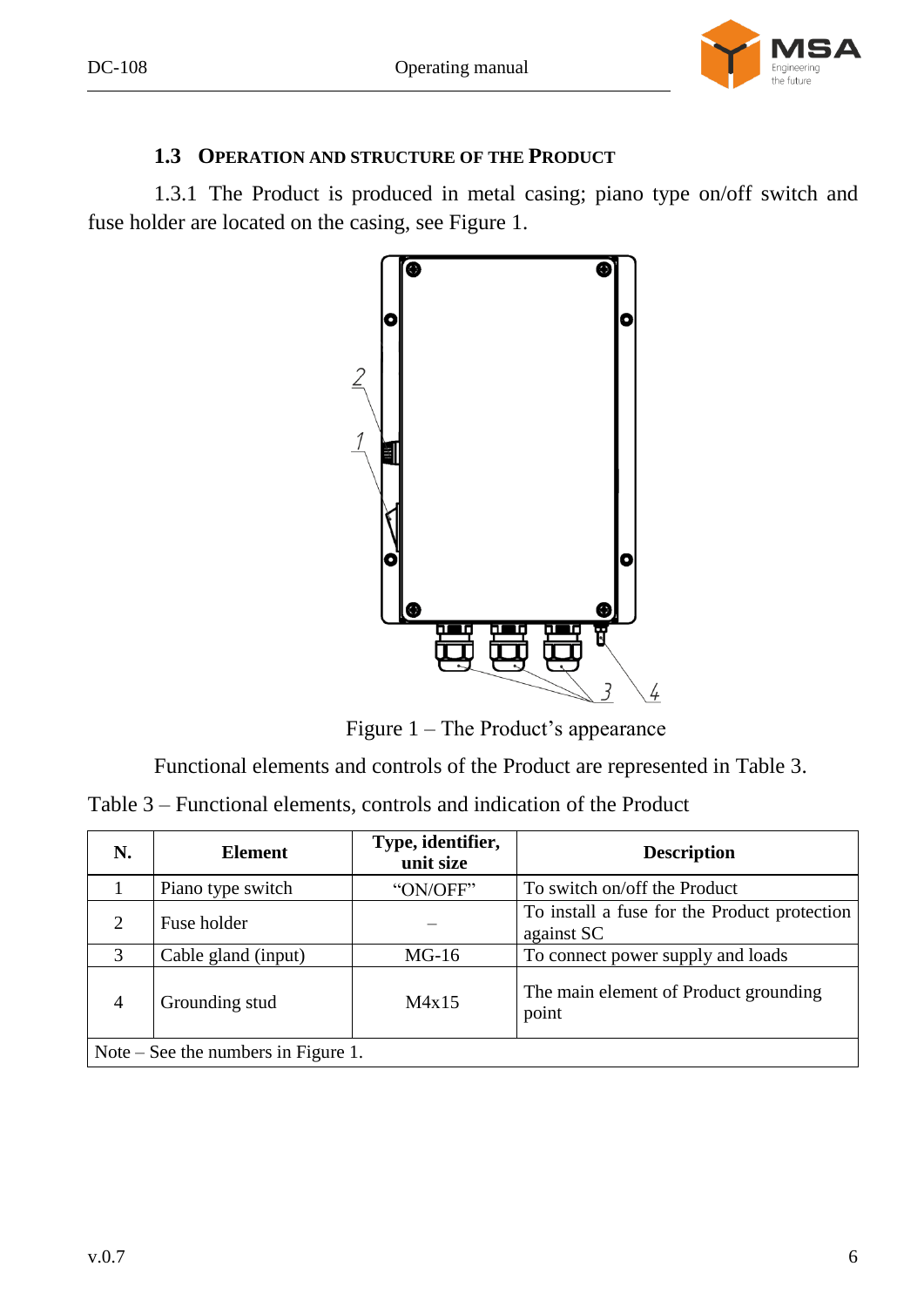## 1.3 Operation and structure of the Product

1.3.1 The Product is produced in metal casing; piano type on/off switch and fuse holder are located on the casing, see Figure 1.

Figure 1 – The Product's appearance

Functional elements and controls of the Product are represented in Table 3.

Table 3 – Functional elements, controls and indication of the Product

| N. | Element | Type, identifier, unit size | Description |
|---|---|---|---|
| 1 | Piano type switch | "ON/OFF" | To switch on/off the Product |
| 2 | Fuse holder | – | To install a fuse for the Product protection against SC |
| 3 | Cable gland (input) | MG-16 | To connect power supply and loads |
| 4 | Grounding stud | M4x15 | The main element of Product grounding point |
| Note – See the numbers in Figure 1. | | | |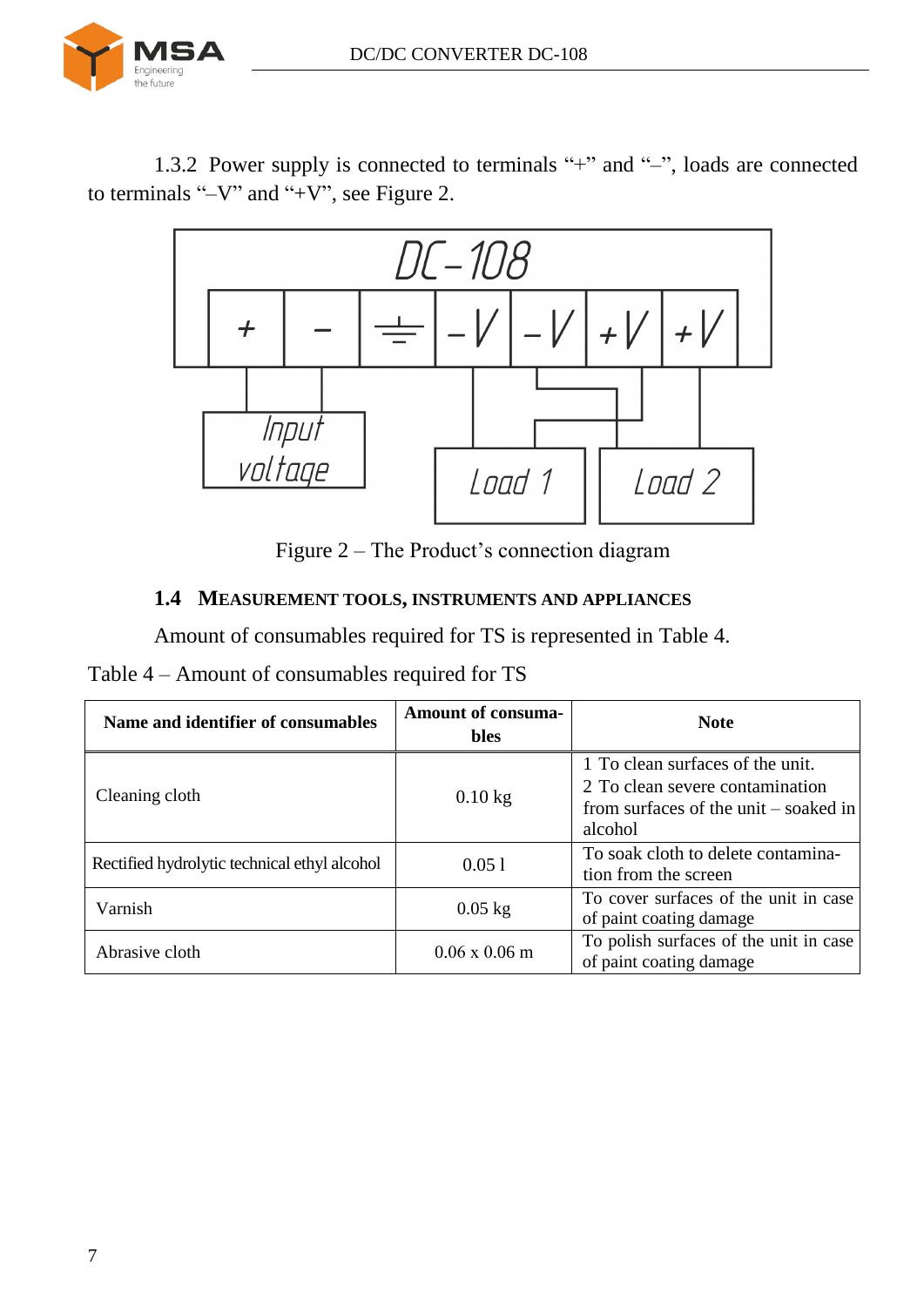1.3.2 Power supply is connected to terminals "+" and "–", loads are connected to terminals "–V" and "+V", see Figure 2.

Figure 2 – The Product's connection diagram

### 1.4 Measurement tools, instruments and appliances

Amount of consumables required for TS is represented in Table 4.

Table 4 – Amount of consumables required for TS

| Name and identifier of consumables | Amount of consumables | Note |
|---|---|---|
| Cleaning cloth | 0.10 kg | 1 To clean surfaces of the unit.<br>2 To clean severe contamination from surfaces of the unit – soaked in alcohol |
| Rectified hydrolytic technical ethyl alcohol | 0.05 l | To soak cloth to delete contamination from the screen |
| Varnish | 0.05 kg | To cover surfaces of the unit in case of paint coating damage |
| Abrasive cloth | 0.06 x 0.06 m | To polish surfaces of the unit in case of paint coating damage |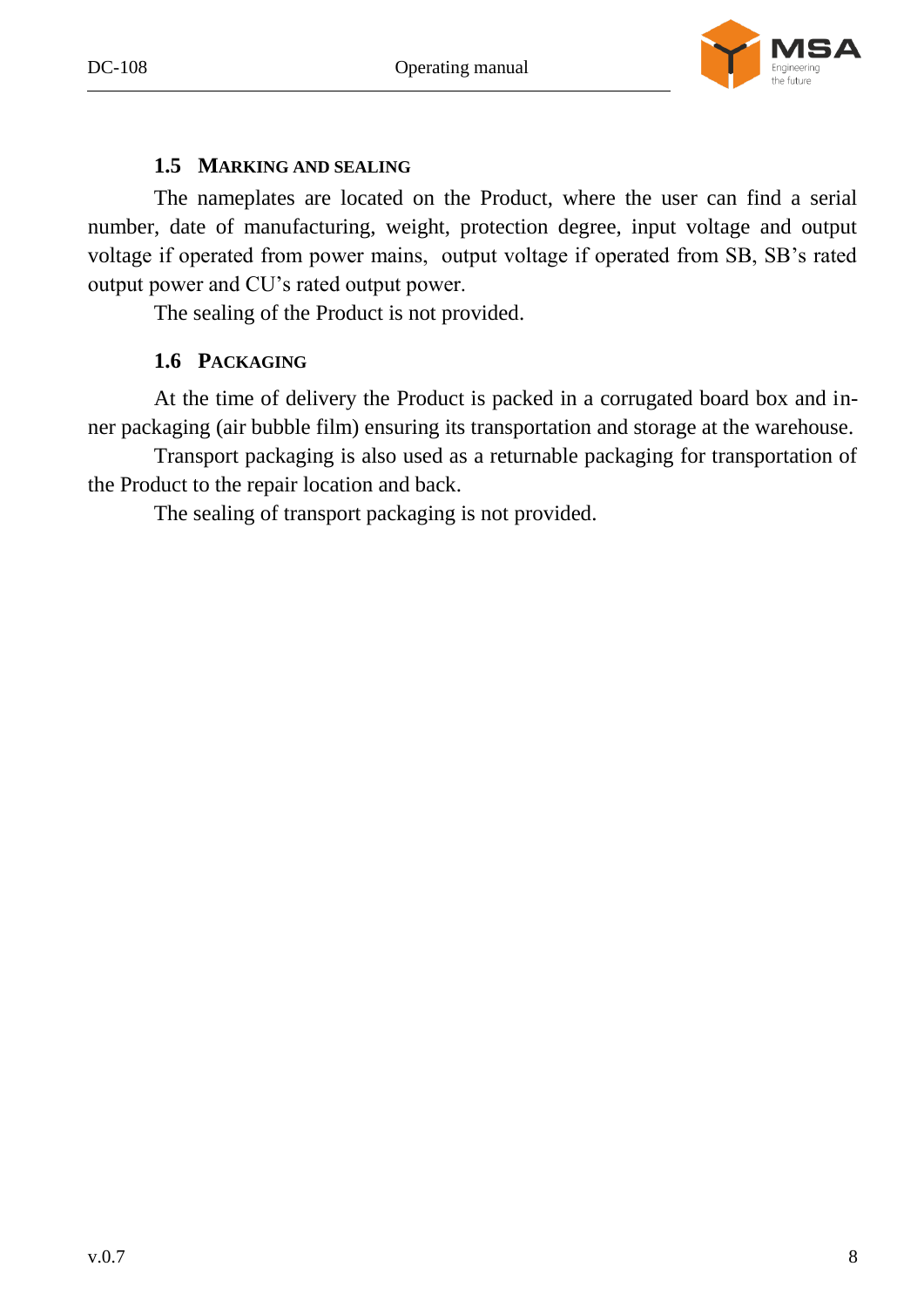## 1.5 Marking and sealing

The nameplates are located on the Product, where the user can find a serial number, date of manufacturing, weight, protection degree, input voltage and output voltage if operated from power mains, output voltage if operated from SB, SB’s rated output power and CU’s rated output power.

The sealing of the Product is not provided.

## 1.6 Packaging

At the time of delivery the Product is packed in a corrugated board box and inner packaging (air bubble film) ensuring its transportation and storage at the warehouse.

Transport packaging is also used as a returnable packaging for transportation of the Product to the repair location and back.

The sealing of transport packaging is not provided.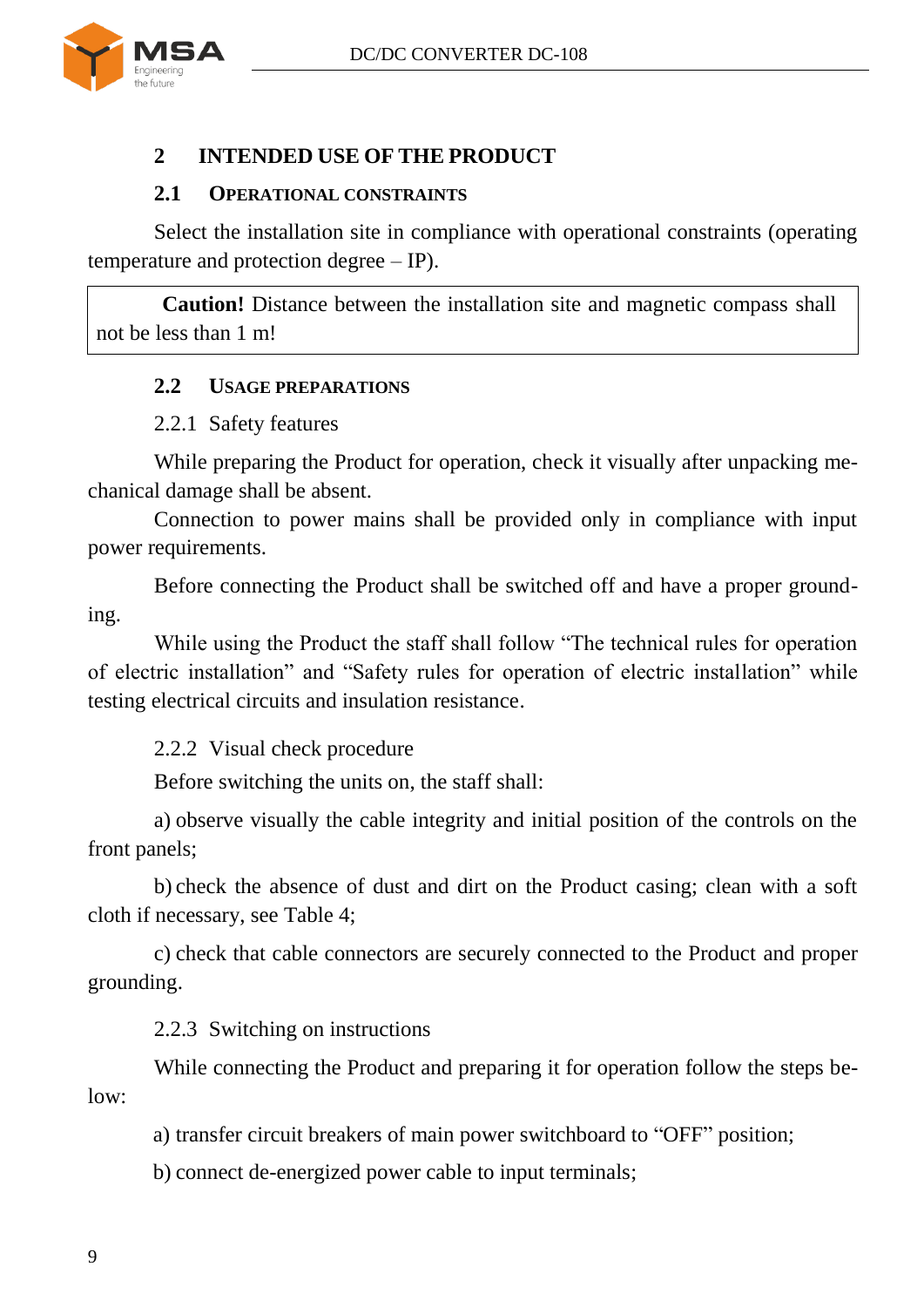# 2 INTENDED USE OF THE PRODUCT

## 2.1 Operational constraints

Select the installation site in compliance with operational constraints (operating temperature and protection degree – IP).

> **Caution!** Distance between the installation site and magnetic compass shall not be less than 1 m!

## 2.2 Usage preparations

### 2.2.1 Safety features

While preparing the Product for operation, check it visually after unpacking mechanical damage shall be absent.

Connection to power mains shall be provided only in compliance with input power requirements.

Before connecting the Product shall be switched off and have a proper grounding.

While using the Product the staff shall follow "The technical rules for operation of electric installation" and "Safety rules for operation of electric installation" while testing electrical circuits and insulation resistance.

### 2.2.2 Visual check procedure

Before switching the units on, the staff shall:

a) observe visually the cable integrity and initial position of the controls on the front panels;

b) check the absence of dust and dirt on the Product casing; clean with a soft cloth if necessary, see Table 4;

c) check that cable connectors are securely connected to the Product and proper grounding.

### 2.2.3 Switching on instructions

While connecting the Product and preparing it for operation follow the steps below:

a) transfer circuit breakers of main power switchboard to "OFF" position;

b) connect de-energized power cable to input terminals;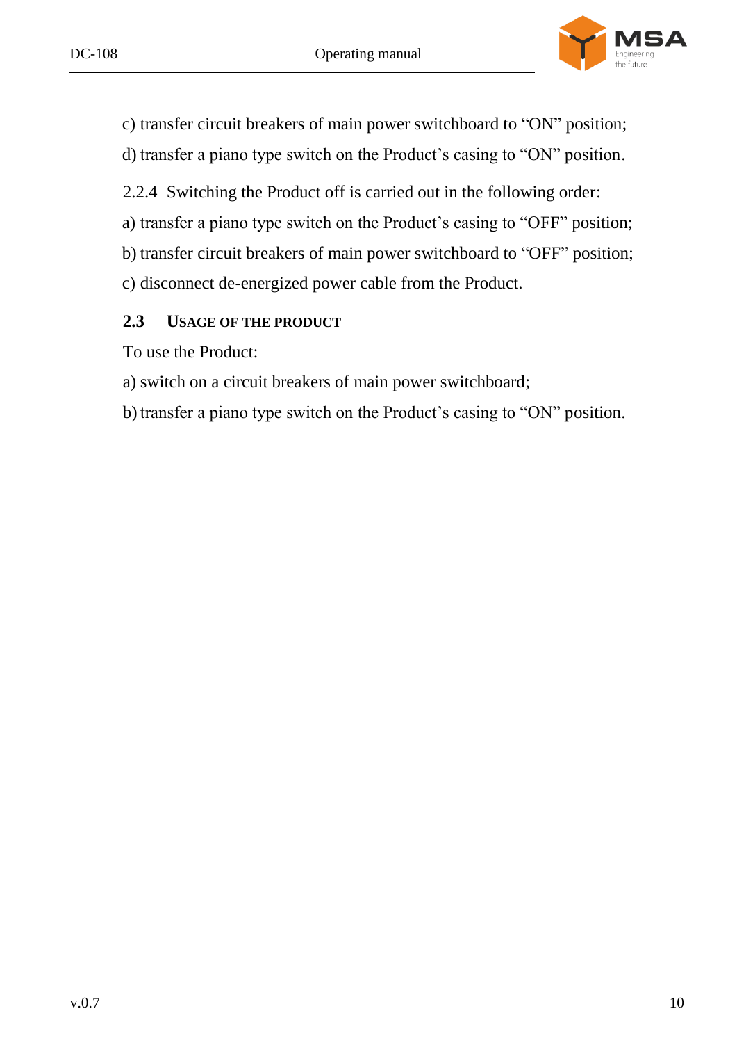c) transfer circuit breakers of main power switchboard to “ON” position;

d) transfer a piano type switch on the Product’s casing to “ON” position.

2.2.4 Switching the Product off is carried out in the following order:

a) transfer a piano type switch on the Product’s casing to “OFF” position;

b) transfer circuit breakers of main power switchboard to “OFF” position;

c) disconnect de-energized power cable from the Product.

## 2.3 Usage of the Product

To use the Product:

a) switch on a circuit breakers of main power switchboard;

b) transfer a piano type switch on the Product’s casing to “ON” position.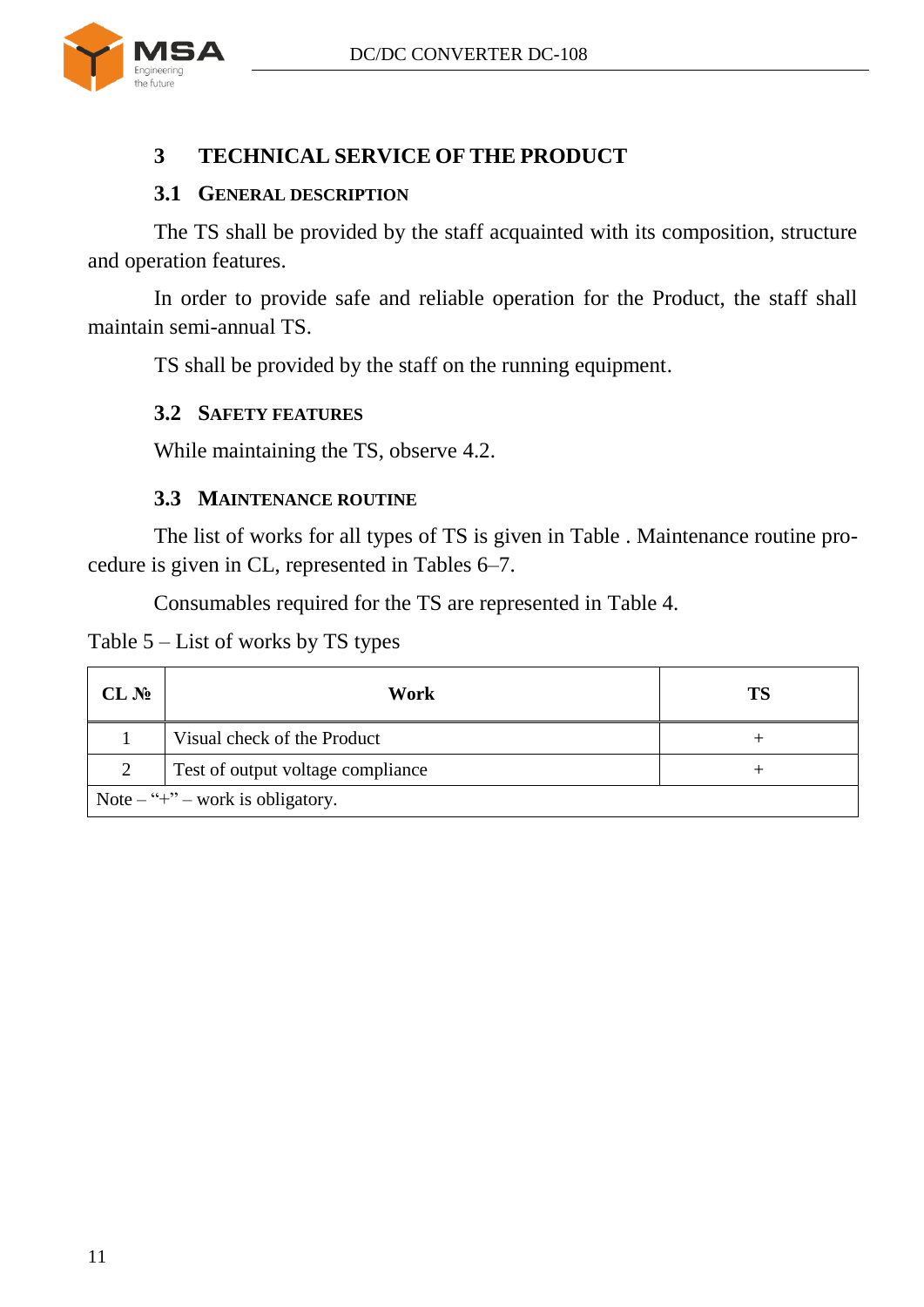# 3 TECHNICAL SERVICE OF THE PRODUCT

## 3.1 GENERAL DESCRIPTION

The TS shall be provided by the staff acquainted with its composition, structure and operation features.

In order to provide safe and reliable operation for the Product, the staff shall maintain semi-annual TS.

TS shall be provided by the staff on the running equipment.

## 3.2 SAFETY FEATURES

While maintaining the TS, observe 4.2.

## 3.3 MAINTENANCE ROUTINE

The list of works for all types of TS is given in Table . Maintenance routine procedure is given in CL, represented in Tables 6–7.

Consumables required for the TS are represented in Table 4.

Table 5 – List of works by TS types

| CL № | Work | TS |
|---|---|---|
| 1 | Visual check of the Product | + |
| 2 | Test of output voltage compliance | + |
| Note – “+” – work is obligatory. | | |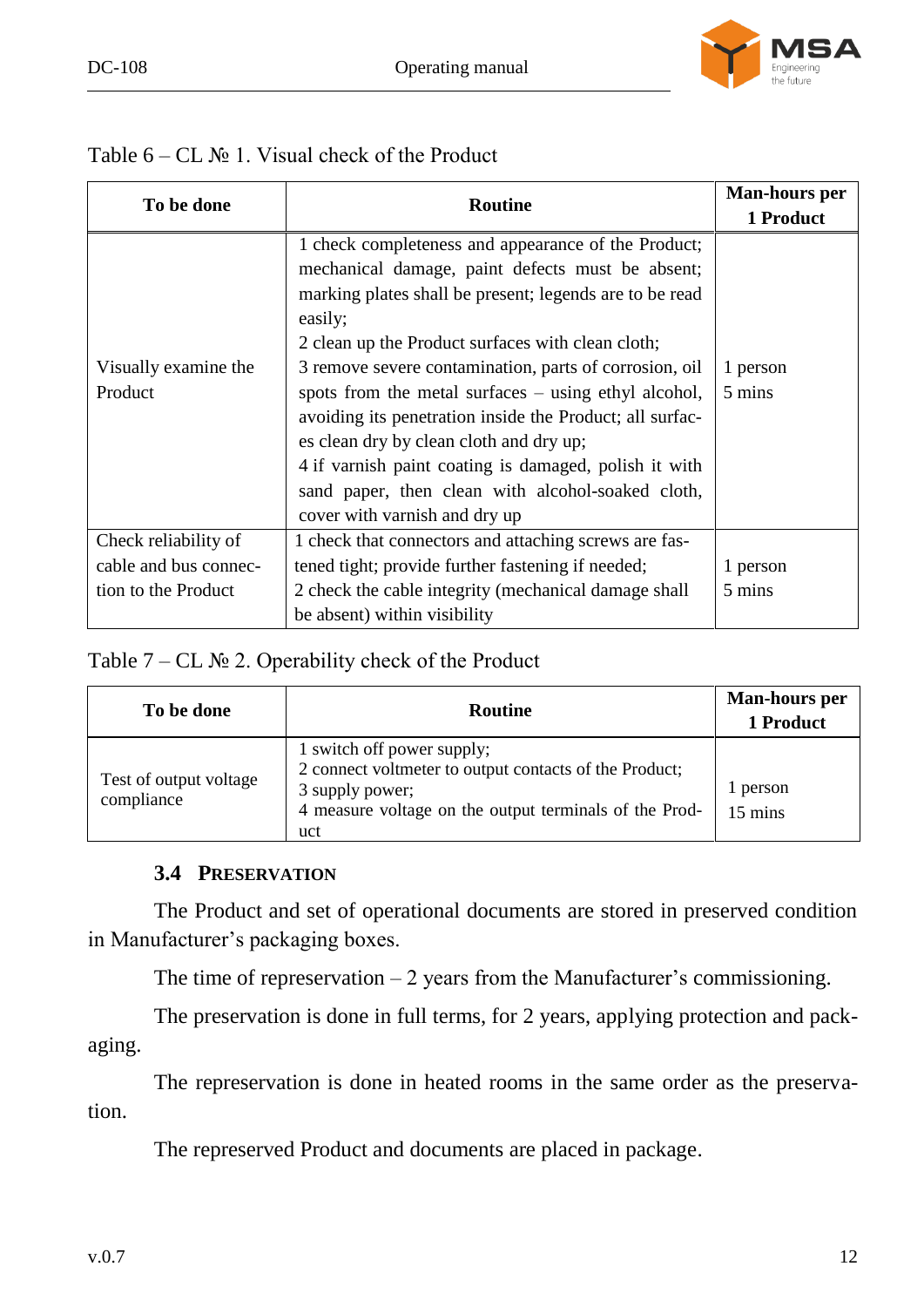Table 6 – CL № 1. Visual check of the Product

| To be done | Routine | Man-hours per 1 Product |
|---|---|---|
| Visually examine the Product | 1 check completeness and appearance of the Product; mechanical damage, paint defects must be absent; marking plates shall be present; legends are to be read easily;<br>2 clean up the Product surfaces with clean cloth;<br>3 remove severe contamination, parts of corrosion, oil spots from the metal surfaces – using ethyl alcohol, avoiding its penetration inside the Product; all surfaces clean dry by clean cloth and dry up;<br>4 if varnish paint coating is damaged, polish it with sand paper, then clean with alcohol-soaked cloth, cover with varnish and dry up | 1 person<br>5 mins |
| Check reliability of cable and bus connection to the Product | 1 check that connectors and attaching screws are fastened tight; provide further fastening if needed;<br>2 check the cable integrity (mechanical damage shall be absent) within visibility | 1 person<br>5 mins |

Table 7 – CL № 2. Operability check of the Product

| To be done | Routine | Man-hours per 1 Product |
|---|---|---|
| Test of output voltage compliance | 1 switch off power supply;<br>2 connect voltmeter to output contacts of the Product;<br>3 supply power;<br>4 measure voltage on the output terminals of the Product | 1 person<br>15 mins |

### 3.4 Preservation

The Product and set of operational documents are stored in preserved condition in Manufacturer's packaging boxes.

The time of represervation – 2 years from the Manufacturer's commissioning.

The preservation is done in full terms, for 2 years, applying protection and packaging.

The represervation is done in heated rooms in the same order as the preservation.

The represerved Product and documents are placed in package.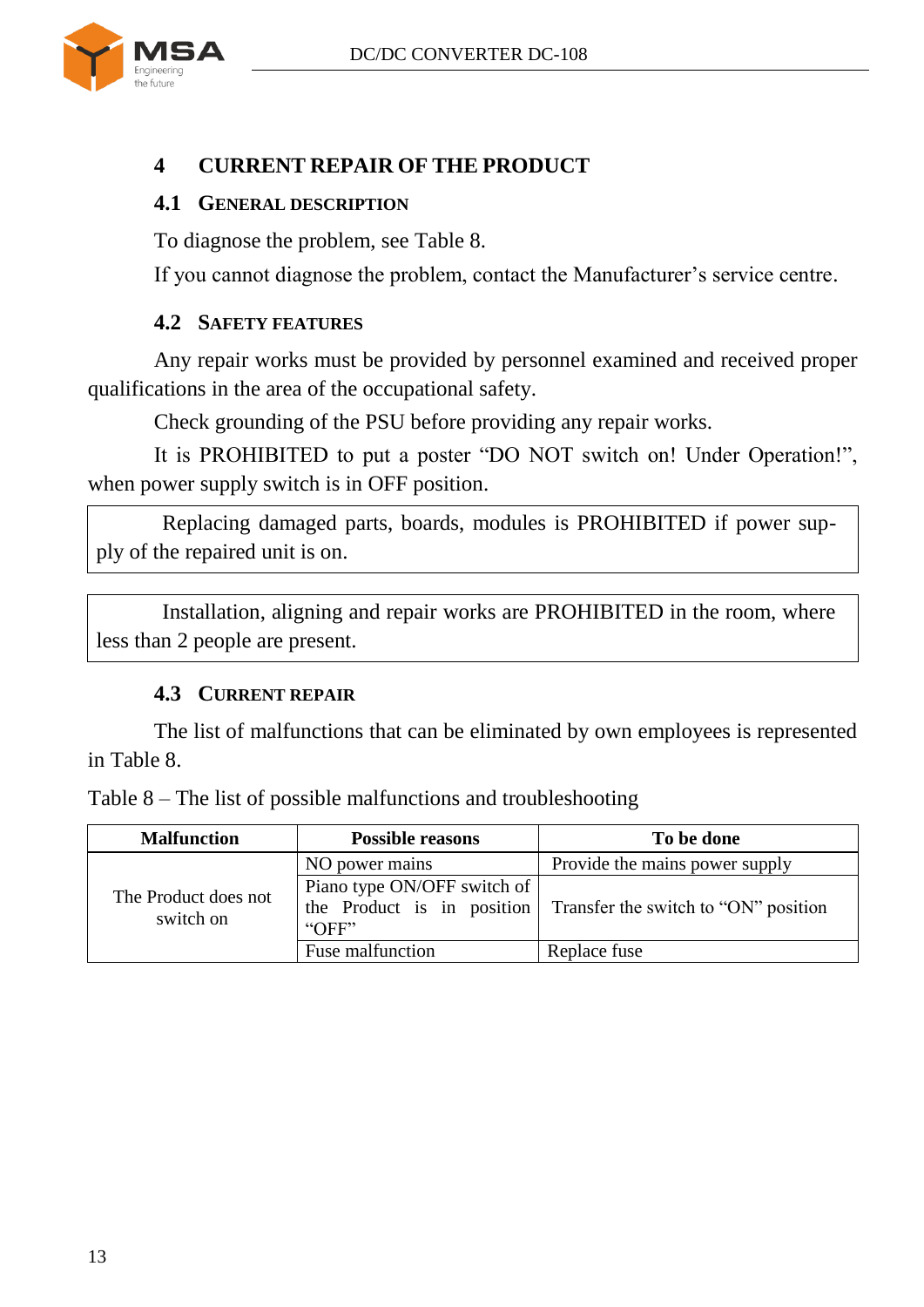# 4 CURRENT REPAIR OF THE PRODUCT

## 4.1 General description

To diagnose the problem, see Table 8.

If you cannot diagnose the problem, contact the Manufacturer’s service centre.

## 4.2 Safety features

Any repair works must be provided by personnel examined and received proper qualifications in the area of the occupational safety.

Check grounding of the PSU before providing any repair works.

It is PROHIBITED to put a poster “DO NOT switch on! Under Operation!”, when power supply switch is in OFF position.

> Replacing damaged parts, boards, modules is PROHIBITED if power supply of the repaired unit is on.

> Installation, aligning and repair works are PROHIBITED in the room, where less than 2 people are present.

## 4.3 Current repair

The list of malfunctions that can be eliminated by own employees is represented in Table 8.

Table 8 – The list of possible malfunctions and troubleshooting

| Malfunction | Possible reasons | To be done |
|---|---|---|
| The Product does not switch on | NO power mains | Provide the mains power supply |
| | Piano type ON/OFF switch of the Product is in position “OFF” | Transfer the switch to “ON” position |
| | Fuse malfunction | Replace fuse |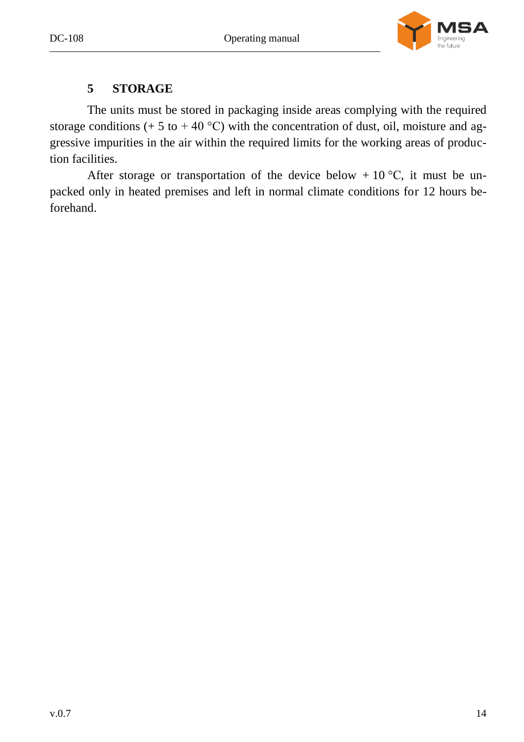# 5 STORAGE

The units must be stored in packaging inside areas complying with the required storage conditions (+ 5 to + 40 °C) with the concentration of dust, oil, moisture and aggressive impurities in the air within the required limits for the working areas of production facilities.

After storage or transportation of the device below + 10 °C, it must be unpacked only in heated premises and left in normal climate conditions for 12 hours beforehand.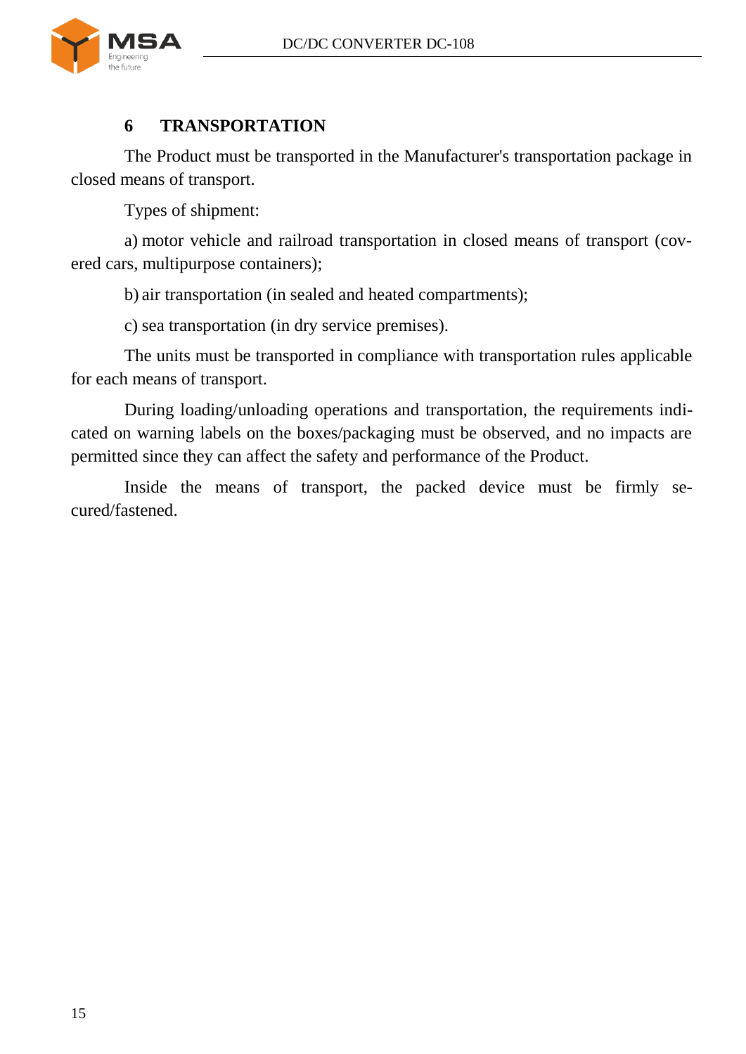## 6 TRANSPORTATION

The Product must be transported in the Manufacturer's transportation package in closed means of transport.

Types of shipment:

a) motor vehicle and railroad transportation in closed means of transport (covered cars, multipurpose containers);

b) air transportation (in sealed and heated compartments);

c) sea transportation (in dry service premises).

The units must be transported in compliance with transportation rules applicable for each means of transport.

During loading/unloading operations and transportation, the requirements indicated on warning labels on the boxes/packaging must be observed, and no impacts are permitted since they can affect the safety and performance of the Product.

Inside the means of transport, the packed device must be firmly secured/fastened.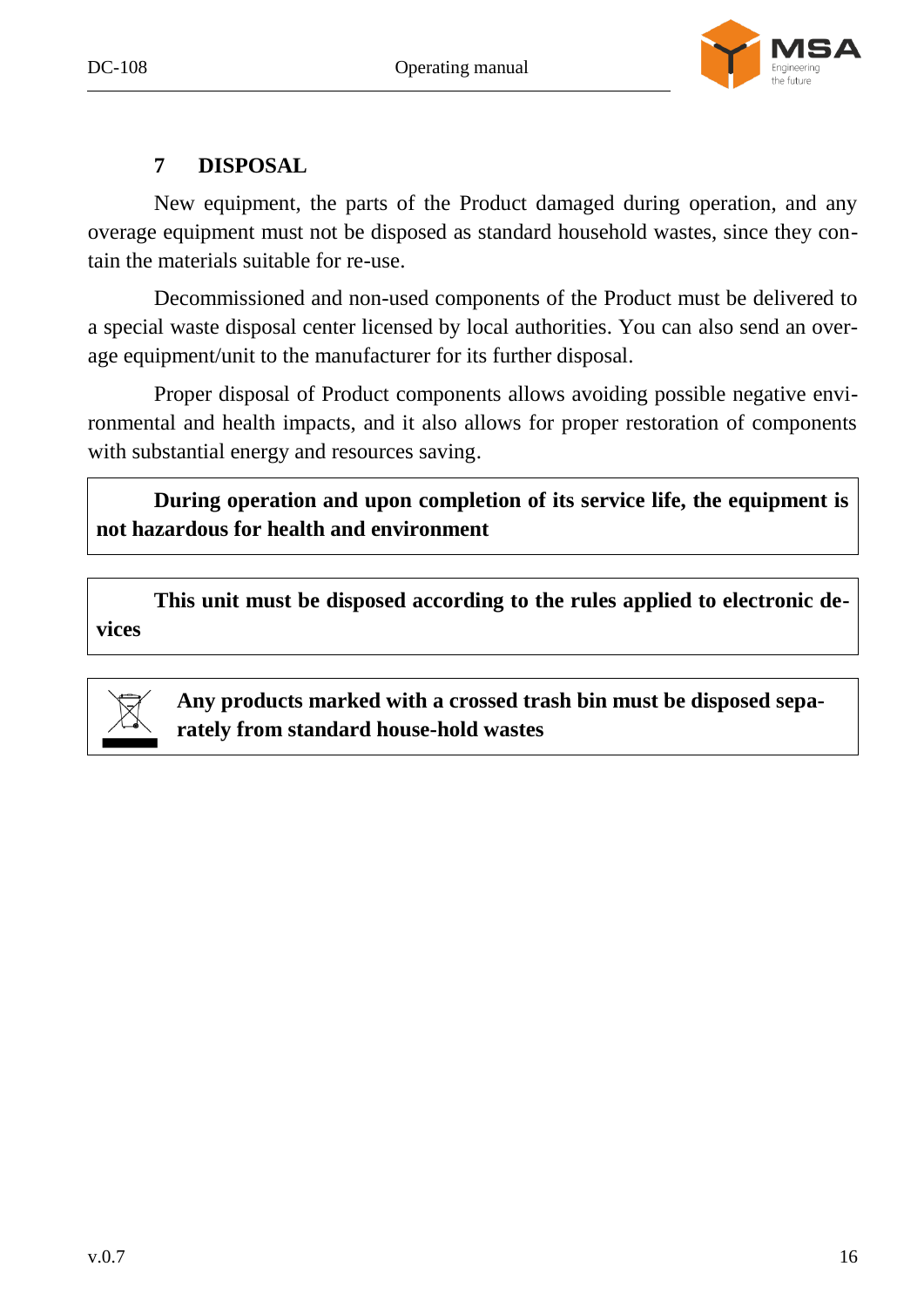## 7 DISPOSAL

New equipment, the parts of the Product damaged during operation, and any overage equipment must not be disposed as standard household wastes, since they contain the materials suitable for re-use.

Decommissioned and non-used components of the Product must be delivered to a special waste disposal center licensed by local authorities. You can also send an overage equipment/unit to the manufacturer for its further disposal.

Proper disposal of Product components allows avoiding possible negative environmental and health impacts, and it also allows for proper restoration of components with substantial energy and resources saving.

**During operation and upon completion of its service life, the equipment is not hazardous for health and environment**

**This unit must be disposed according to the rules applied to electronic devices**

**Any products marked with a crossed trash bin must be disposed separately from standard house-hold wastes**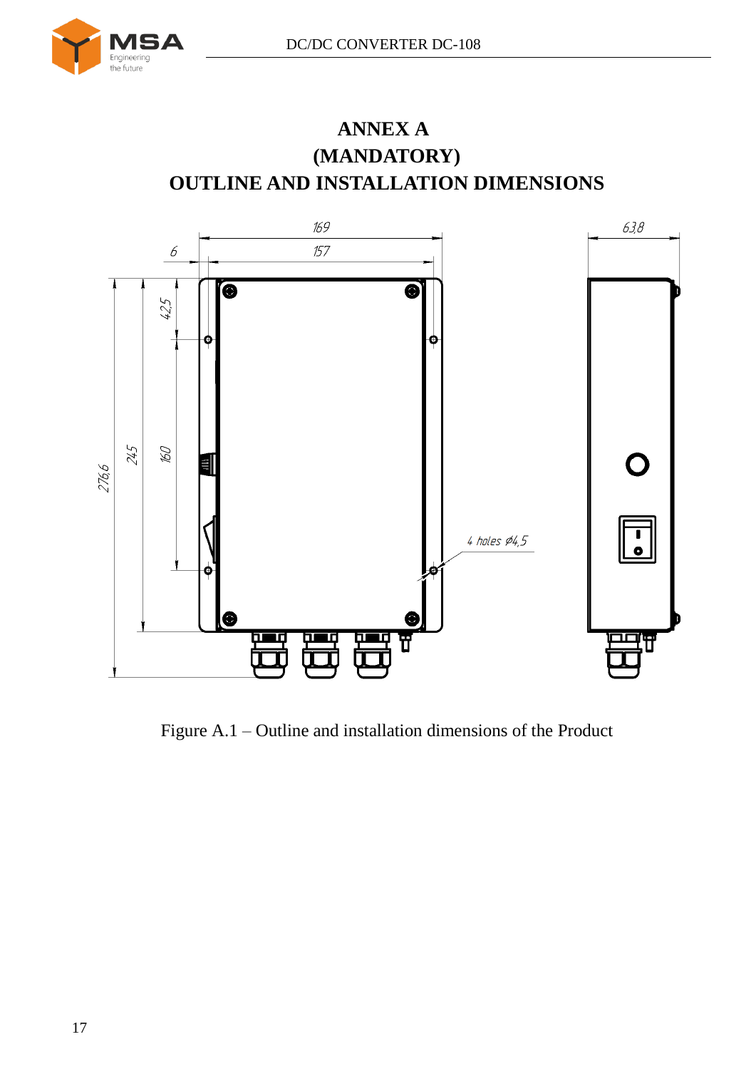# ANNEX A
# (MANDATORY)
# OUTLINE AND INSTALLATION DIMENSIONS

169

157

6

63,8

42,5

276,6

245

160

4 holes ⌀4,5

Figure A.1 – Outline and installation dimensions of the Product